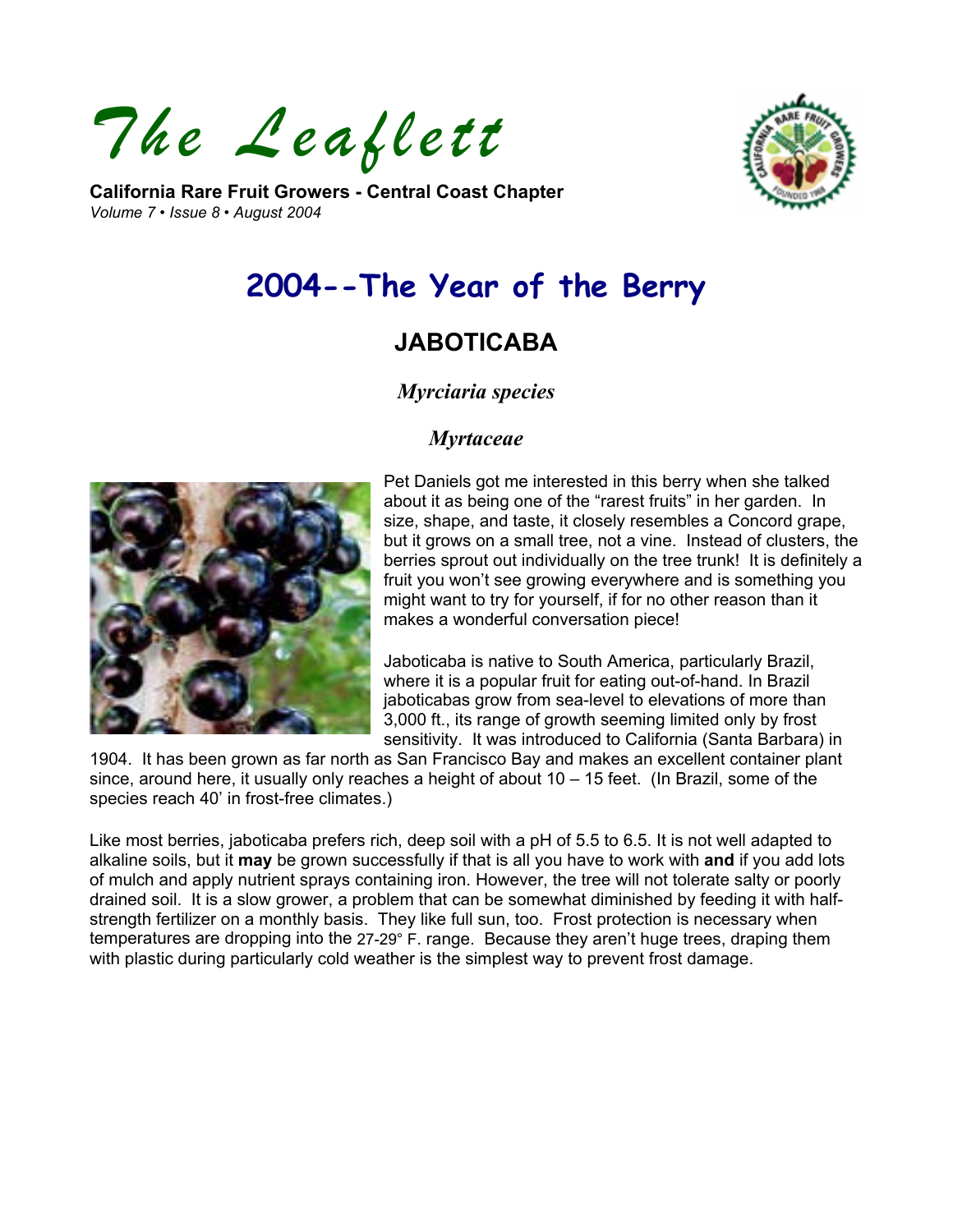# The Leaflett

**California Rare Fruit Growers - Central Coast Chapter**
*Volume 7 • Issue 8 • August 2004*

## 2004--The Year of the Berry

### JABOTICABA

*Myrciaria species*

*Myrtaceae*

Pet Daniels got me interested in this berry when she talked about it as being one of the "rarest fruits" in her garden. In size, shape, and taste, it closely resembles a Concord grape, but it grows on a small tree, not a vine. Instead of clusters, the berries sprout out individually on the tree trunk! It is definitely a fruit you won't see growing everywhere and is something you might want to try for yourself, if for no other reason than it makes a wonderful conversation piece!

Jaboticaba is native to South America, particularly Brazil, where it is a popular fruit for eating out-of-hand. In Brazil jaboticabas grow from sea-level to elevations of more than 3,000 ft., its range of growth seeming limited only by frost sensitivity. It was introduced to California (Santa Barbara) in 1904. It has been grown as far north as San Francisco Bay and makes an excellent container plant since, around here, it usually only reaches a height of about 10 – 15 feet. (In Brazil, some of the species reach 40' in frost-free climates.)

Like most berries, jaboticaba prefers rich, deep soil with a pH of 5.5 to 6.5. It is not well adapted to alkaline soils, but it **may** be grown successfully if that is all you have to work with **and** if you add lots of mulch and apply nutrient sprays containing iron. However, the tree will not tolerate salty or poorly drained soil. It is a slow grower, a problem that can be somewhat diminished by feeding it with half-strength fertilizer on a monthly basis. They like full sun, too. Frost protection is necessary when temperatures are dropping into the 27-29° F. range. Because they aren't huge trees, draping them with plastic during particularly cold weather is the simplest way to prevent frost damage.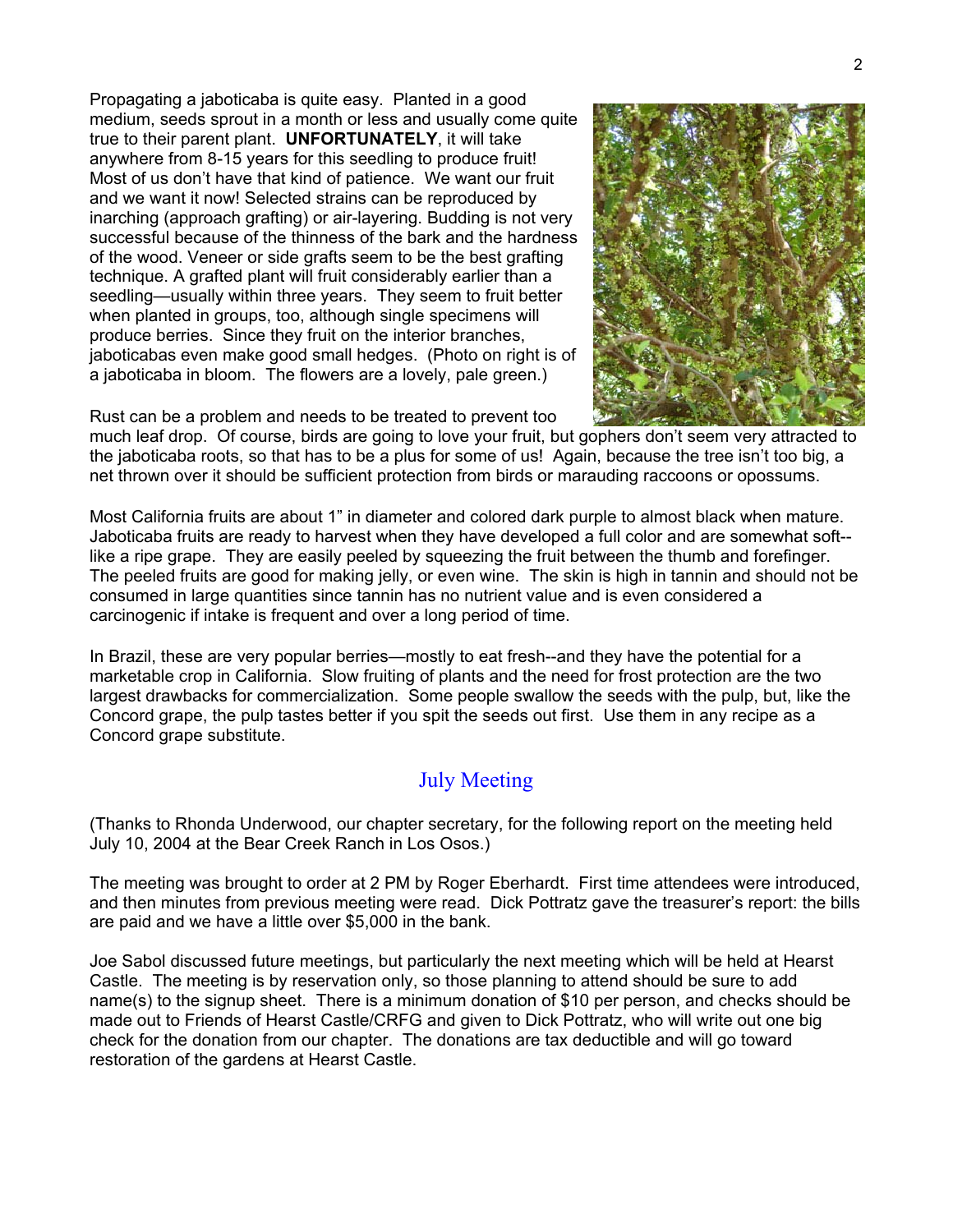Propagating a jaboticaba is quite easy. Planted in a good medium, seeds sprout in a month or less and usually come quite true to their parent plant. **UNFORTUNATELY**, it will take anywhere from 8-15 years for this seedling to produce fruit! Most of us don't have that kind of patience. We want our fruit and we want it now! Selected strains can be reproduced by inarching (approach grafting) or air-layering. Budding is not very successful because of the thinness of the bark and the hardness of the wood. Veneer or side grafts seem to be the best grafting technique. A grafted plant will fruit considerably earlier than a seedling—usually within three years. They seem to fruit better when planted in groups, too, although single specimens will produce berries. Since they fruit on the interior branches, jaboticabas even make good small hedges. (Photo on right is of a jaboticaba in bloom. The flowers are a lovely, pale green.)

Rust can be a problem and needs to be treated to prevent too much leaf drop. Of course, birds are going to love your fruit, but gophers don't seem very attracted to the jaboticaba roots, so that has to be a plus for some of us! Again, because the tree isn't too big, a net thrown over it should be sufficient protection from birds or marauding raccoons or opossums.

Most California fruits are about 1" in diameter and colored dark purple to almost black when mature. Jaboticaba fruits are ready to harvest when they have developed a full color and are somewhat soft--like a ripe grape. They are easily peeled by squeezing the fruit between the thumb and forefinger. The peeled fruits are good for making jelly, or even wine. The skin is high in tannin and should not be consumed in large quantities since tannin has no nutrient value and is even considered a carcinogenic if intake is frequent and over a long period of time.

In Brazil, these are very popular berries—mostly to eat fresh--and they have the potential for a marketable crop in California. Slow fruiting of plants and the need for frost protection are the two largest drawbacks for commercialization. Some people swallow the seeds with the pulp, but, like the Concord grape, the pulp tastes better if you spit the seeds out first. Use them in any recipe as a Concord grape substitute.

## July Meeting

(Thanks to Rhonda Underwood, our chapter secretary, for the following report on the meeting held July 10, 2004 at the Bear Creek Ranch in Los Osos.)

The meeting was brought to order at 2 PM by Roger Eberhardt. First time attendees were introduced, and then minutes from previous meeting were read. Dick Pottratz gave the treasurer's report: the bills are paid and we have a little over $5,000 in the bank.

Joe Sabol discussed future meetings, but particularly the next meeting which will be held at Hearst Castle. The meeting is by reservation only, so those planning to attend should be sure to add name(s) to the signup sheet. There is a minimum donation of $10 per person, and checks should be made out to Friends of Hearst Castle/CRFG and given to Dick Pottratz, who will write out one big check for the donation from our chapter. The donations are tax deductible and will go toward restoration of the gardens at Hearst Castle.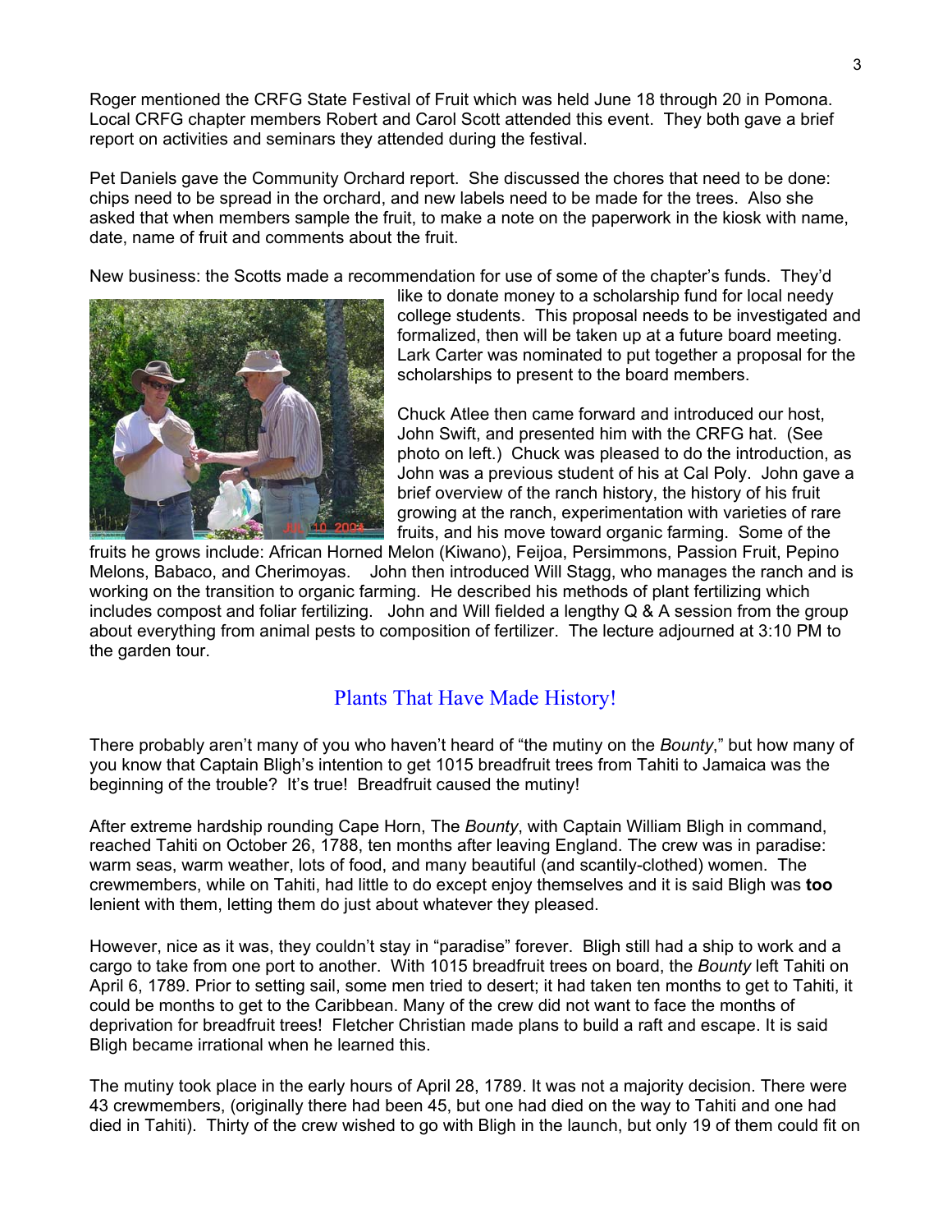Roger mentioned the CRFG State Festival of Fruit which was held June 18 through 20 in Pomona. Local CRFG chapter members Robert and Carol Scott attended this event. They both gave a brief report on activities and seminars they attended during the festival.

Pet Daniels gave the Community Orchard report. She discussed the chores that need to be done: chips need to be spread in the orchard, and new labels need to be made for the trees. Also she asked that when members sample the fruit, to make a note on the paperwork in the kiosk with name, date, name of fruit and comments about the fruit.

New business: the Scotts made a recommendation for use of some of the chapter's funds. They'd like to donate money to a scholarship fund for local needy college students. This proposal needs to be investigated and formalized, then will be taken up at a future board meeting. Lark Carter was nominated to put together a proposal for the scholarships to present to the board members.

Chuck Atlee then came forward and introduced our host, John Swift, and presented him with the CRFG hat. (See photo on left.) Chuck was pleased to do the introduction, as John was a previous student of his at Cal Poly. John gave a brief overview of the ranch history, the history of his fruit growing at the ranch, experimentation with varieties of rare fruits, and his move toward organic farming. Some of the fruits he grows include: African Horned Melon (Kiwano), Feijoa, Persimmons, Passion Fruit, Pepino Melons, Babaco, and Cherimoyas. John then introduced Will Stagg, who manages the ranch and is working on the transition to organic farming. He described his methods of plant fertilizing which includes compost and foliar fertilizing. John and Will fielded a lengthy Q & A session from the group about everything from animal pests to composition of fertilizer. The lecture adjourned at 3:10 PM to the garden tour.

## Plants That Have Made History!

There probably aren't many of you who haven't heard of "the mutiny on the *Bounty*," but how many of you know that Captain Bligh's intention to get 1015 breadfruit trees from Tahiti to Jamaica was the beginning of the trouble? It's true! Breadfruit caused the mutiny!

After extreme hardship rounding Cape Horn, The *Bounty*, with Captain William Bligh in command, reached Tahiti on October 26, 1788, ten months after leaving England. The crew was in paradise: warm seas, warm weather, lots of food, and many beautiful (and scantily-clothed) women. The crewmembers, while on Tahiti, had little to do except enjoy themselves and it is said Bligh was **too** lenient with them, letting them do just about whatever they pleased.

However, nice as it was, they couldn't stay in "paradise" forever. Bligh still had a ship to work and a cargo to take from one port to another. With 1015 breadfruit trees on board, the *Bounty* left Tahiti on April 6, 1789. Prior to setting sail, some men tried to desert; it had taken ten months to get to Tahiti, it could be months to get to the Caribbean. Many of the crew did not want to face the months of deprivation for breadfruit trees! Fletcher Christian made plans to build a raft and escape. It is said Bligh became irrational when he learned this.

The mutiny took place in the early hours of April 28, 1789. It was not a majority decision. There were 43 crewmembers, (originally there had been 45, but one had died on the way to Tahiti and one had died in Tahiti). Thirty of the crew wished to go with Bligh in the launch, but only 19 of them could fit on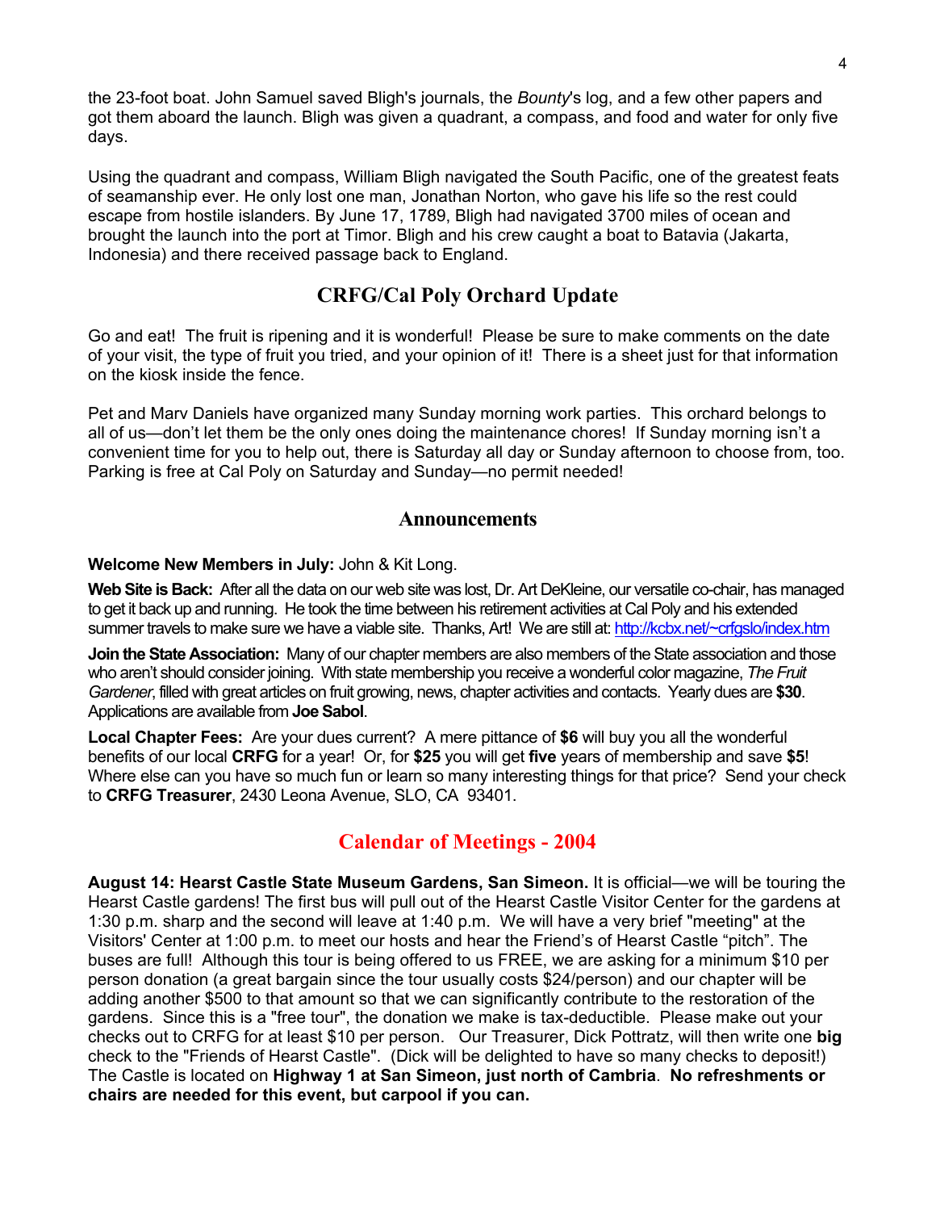the 23-foot boat. John Samuel saved Bligh's journals, the *Bounty*'s log, and a few other papers and got them aboard the launch. Bligh was given a quadrant, a compass, and food and water for only five days.

Using the quadrant and compass, William Bligh navigated the South Pacific, one of the greatest feats of seamanship ever. He only lost one man, Jonathan Norton, who gave his life so the rest could escape from hostile islanders. By June 17, 1789, Bligh had navigated 3700 miles of ocean and brought the launch into the port at Timor. Bligh and his crew caught a boat to Batavia (Jakarta, Indonesia) and there received passage back to England.

## CRFG/Cal Poly Orchard Update

Go and eat! The fruit is ripening and it is wonderful! Please be sure to make comments on the date of your visit, the type of fruit you tried, and your opinion of it! There is a sheet just for that information on the kiosk inside the fence.

Pet and Marv Daniels have organized many Sunday morning work parties. This orchard belongs to all of us—don't let them be the only ones doing the maintenance chores! If Sunday morning isn't a convenient time for you to help out, there is Saturday all day or Sunday afternoon to choose from, too. Parking is free at Cal Poly on Saturday and Sunday—no permit needed!

## Announcements

**Welcome New Members in July:** John & Kit Long.

**Web Site is Back:** After all the data on our web site was lost, Dr. Art DeKleine, our versatile co-chair, has managed to get it back up and running. He took the time between his retirement activities at Cal Poly and his extended summer travels to make sure we have a viable site. Thanks, Art! We are still at: http://kcbx.net/~crfgslo/index.htm

**Join the State Association:** Many of our chapter members are also members of the State association and those who aren't should consider joining. With state membership you receive a wonderful color magazine, *The Fruit Gardener*, filled with great articles on fruit growing, news, chapter activities and contacts. Yearly dues are **$30**. Applications are available from **Joe Sabol**.

**Local Chapter Fees:** Are your dues current? A mere pittance of **$6** will buy you all the wonderful benefits of our local **CRFG** for a year! Or, for **$25** you will get **five** years of membership and save **$5**! Where else can you have so much fun or learn so many interesting things for that price? Send your check to **CRFG Treasurer**, 2430 Leona Avenue, SLO, CA 93401.

## Calendar of Meetings - 2004

**August 14: Hearst Castle State Museum Gardens, San Simeon.** It is official—we will be touring the Hearst Castle gardens! The first bus will pull out of the Hearst Castle Visitor Center for the gardens at 1:30 p.m. sharp and the second will leave at 1:40 p.m. We will have a very brief "meeting" at the Visitors' Center at 1:00 p.m. to meet our hosts and hear the Friend's of Hearst Castle "pitch". The buses are full! Although this tour is being offered to us FREE, we are asking for a minimum $10 per person donation (a great bargain since the tour usually costs $24/person) and our chapter will be adding another $500 to that amount so that we can significantly contribute to the restoration of the gardens. Since this is a "free tour", the donation we make is tax-deductible. Please make out your checks out to CRFG for at least $10 per person. Our Treasurer, Dick Pottratz, will then write one **big** check to the "Friends of Hearst Castle". (Dick will be delighted to have so many checks to deposit!) The Castle is located on **Highway 1 at San Simeon, just north of Cambria**. **No refreshments or chairs are needed for this event, but carpool if you can.**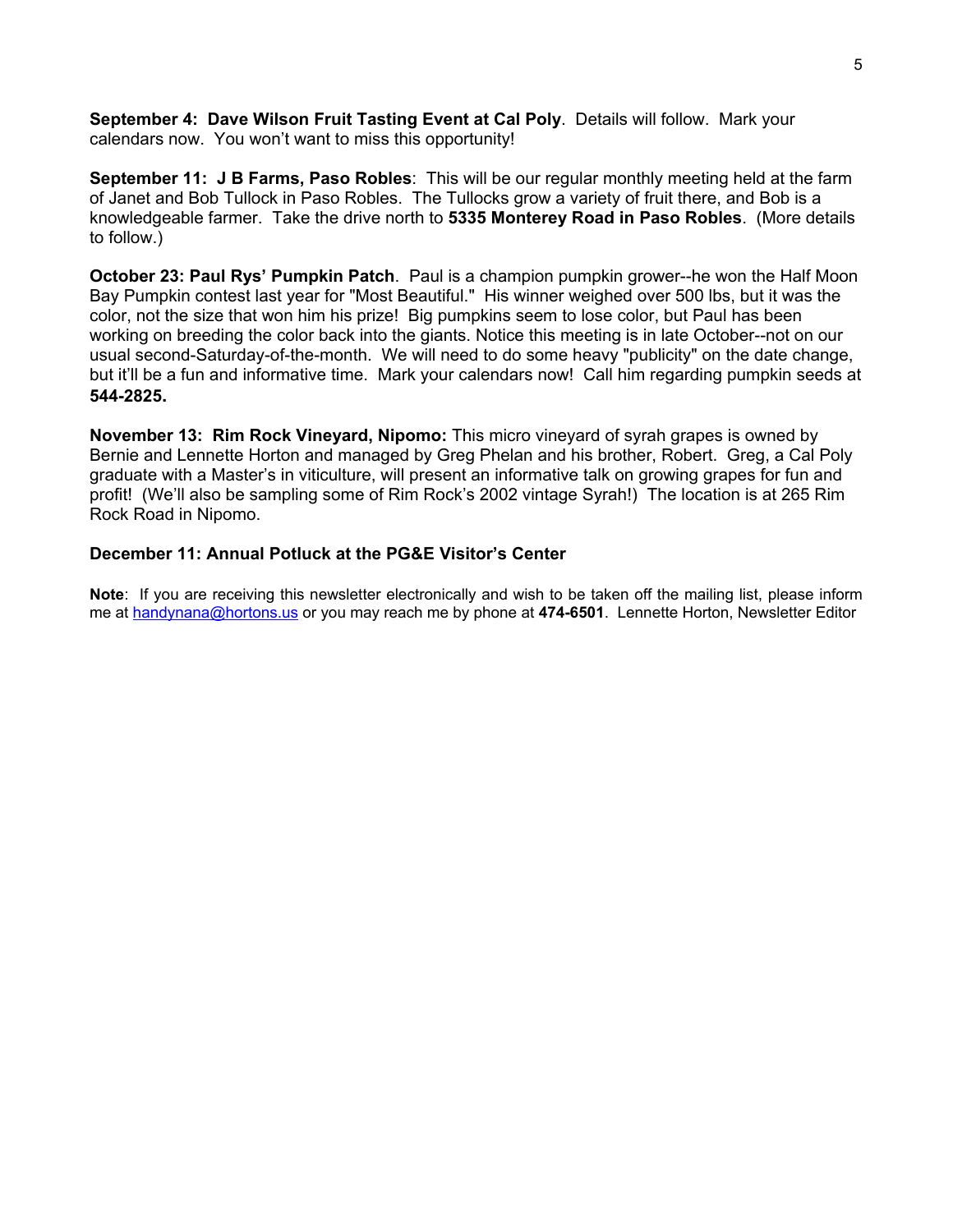**September 4: Dave Wilson Fruit Tasting Event at Cal Poly**. Details will follow. Mark your calendars now. You won't want to miss this opportunity!

**September 11: J B Farms, Paso Robles**: This will be our regular monthly meeting held at the farm of Janet and Bob Tullock in Paso Robles. The Tullocks grow a variety of fruit there, and Bob is a knowledgeable farmer. Take the drive north to **5335 Monterey Road in Paso Robles**. (More details to follow.)

**October 23: Paul Rys' Pumpkin Patch**. Paul is a champion pumpkin grower--he won the Half Moon Bay Pumpkin contest last year for "Most Beautiful." His winner weighed over 500 lbs, but it was the color, not the size that won him his prize! Big pumpkins seem to lose color, but Paul has been working on breeding the color back into the giants. Notice this meeting is in late October--not on our usual second-Saturday-of-the-month. We will need to do some heavy "publicity" on the date change, but it'll be a fun and informative time. Mark your calendars now! Call him regarding pumpkin seeds at **544-2825.**

**November 13: Rim Rock Vineyard, Nipomo:** This micro vineyard of syrah grapes is owned by Bernie and Lennette Horton and managed by Greg Phelan and his brother, Robert. Greg, a Cal Poly graduate with a Master's in viticulture, will present an informative talk on growing grapes for fun and profit! (We'll also be sampling some of Rim Rock's 2002 vintage Syrah!) The location is at 265 Rim Rock Road in Nipomo.

**December 11: Annual Potluck at the PG&E Visitor's Center**

**Note**: If you are receiving this newsletter electronically and wish to be taken off the mailing list, please inform me at handynana@hortons.us or you may reach me by phone at **474-6501**. Lennette Horton, Newsletter Editor